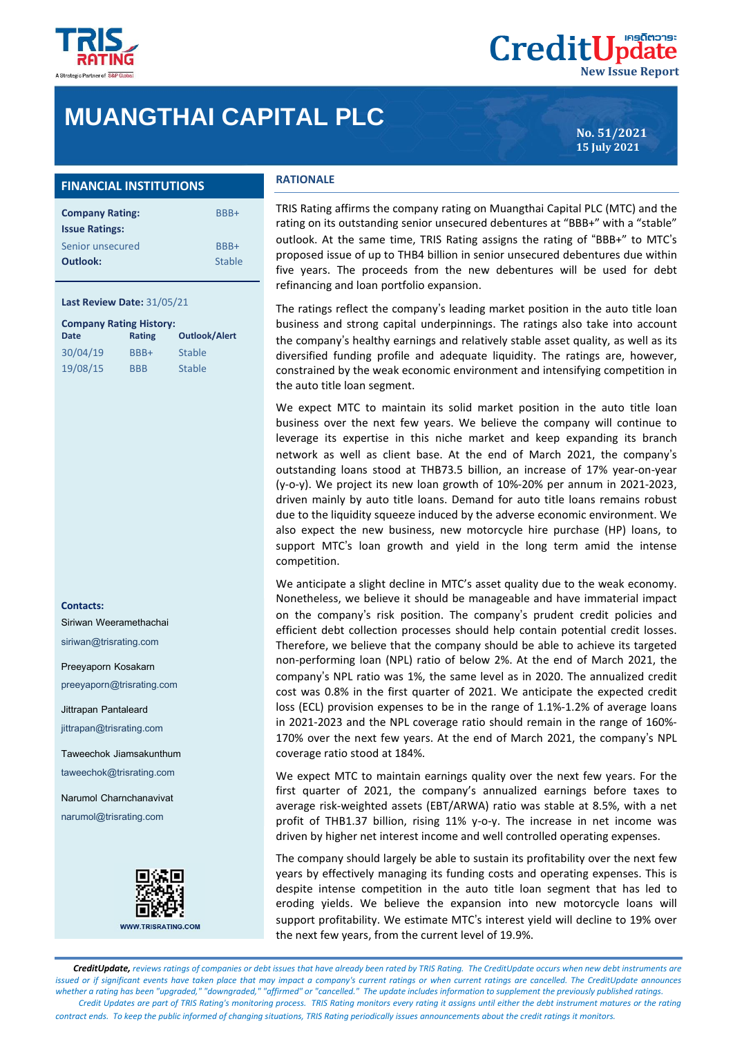# MUANGTHAI CAPITAL PLC

No. 51/2021
15 July 2021

## FINANCIAL INSTITUTIONS

| | |
|---|---|
| **Company Rating:** | BBB+ |
| **Issue Ratings:** | |
| Senior unsecured | BBB+ |
| **Outlook:** | Stable |

**Last Review Date:** 31/05/21

**Company Rating History:**

| Date | Rating | Outlook/Alert |
|---|---|---|
| 30/04/19 | BBB+ | Stable |
| 19/08/15 | BBB | Stable |

**Contacts:**

Siriwan Weeramethachai
siriwan@trisrating.com

Preeyaporn Kosakarn
preeyaporn@trisrating.com

Jittrapan Pantaleard
jittrapan@trisrating.com

Taweechok Jiamsakunthum
taweechok@trisrating.com

Narumol Charnchanavivat
narumol@trisrating.com

WWW.TRISRATING.COM

## RATIONALE

TRIS Rating affirms the company rating on Muangthai Capital PLC (MTC) and the rating on its outstanding senior unsecured debentures at "BBB+" with a "stable" outlook. At the same time, TRIS Rating assigns the rating of "BBB+" to MTC's proposed issue of up to THB4 billion in senior unsecured debentures due within five years. The proceeds from the new debentures will be used for debt refinancing and loan portfolio expansion.

The ratings reflect the company's leading market position in the auto title loan business and strong capital underpinnings. The ratings also take into account the company's healthy earnings and relatively stable asset quality, as well as its diversified funding profile and adequate liquidity. The ratings are, however, constrained by the weak economic environment and intensifying competition in the auto title loan segment.

We expect MTC to maintain its solid market position in the auto title loan business over the next few years. We believe the company will continue to leverage its expertise in this niche market and keep expanding its branch network as well as client base. At the end of March 2021, the company's outstanding loans stood at THB73.5 billion, an increase of 17% year-on-year (y-o-y). We project its new loan growth of 10%-20% per annum in 2021-2023, driven mainly by auto title loans. Demand for auto title loans remains robust due to the liquidity squeeze induced by the adverse economic environment. We also expect the new business, new motorcycle hire purchase (HP) loans, to support MTC's loan growth and yield in the long term amid the intense competition.

We anticipate a slight decline in MTC's asset quality due to the weak economy. Nonetheless, we believe it should be manageable and have immaterial impact on the company's risk position. The company's prudent credit policies and efficient debt collection processes should help contain potential credit losses. Therefore, we believe that the company should be able to achieve its targeted non-performing loan (NPL) ratio of below 2%. At the end of March 2021, the company's NPL ratio was 1%, the same level as in 2020. The annualized credit cost was 0.8% in the first quarter of 2021. We anticipate the expected credit loss (ECL) provision expenses to be in the range of 1.1%-1.2% of average loans in 2021-2023 and the NPL coverage ratio should remain in the range of 160%-170% over the next few years. At the end of March 2021, the company's NPL coverage ratio stood at 184%.

We expect MTC to maintain earnings quality over the next few years. For the first quarter of 2021, the company's annualized earnings before taxes to average risk-weighted assets (EBT/ARWA) ratio was stable at 8.5%, with a net profit of THB1.37 billion, rising 11% y-o-y. The increase in net income was driven by higher net interest income and well controlled operating expenses.

The company should largely be able to sustain its profitability over the next few years by effectively managing its funding costs and operating expenses. This is despite intense competition in the auto title loan segment that has led to eroding yields. We believe the expansion into new motorcycle loans will support profitability. We estimate MTC's interest yield will decline to 19% over the next few years, from the current level of 19.9%.

***CreditUpdate,*** *reviews ratings of companies or debt issues that have already been rated by TRIS Rating. The CreditUpdate occurs when new debt instruments are issued or if significant events have taken place that may impact a company's current ratings or when current ratings are cancelled. The CreditUpdate announces whether a rating has been "upgraded," "downgraded," "affirmed" or "cancelled." The update includes information to supplement the previously published ratings.*

*Credit Updates are part of TRIS Rating's monitoring process. TRIS Rating monitors every rating it assigns until either the debt instrument matures or the rating contract ends. To keep the public informed of changing situations, TRIS Rating periodically issues announcements about the credit ratings it monitors.*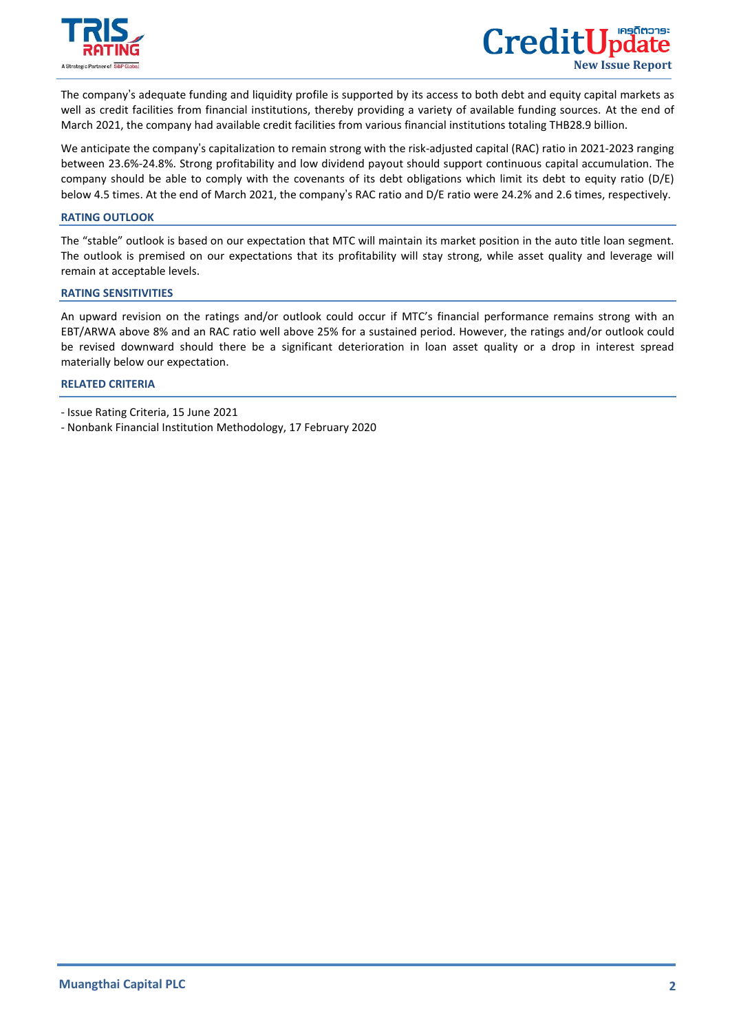The company's adequate funding and liquidity profile is supported by its access to both debt and equity capital markets as well as credit facilities from financial institutions, thereby providing a variety of available funding sources. At the end of March 2021, the company had available credit facilities from various financial institutions totaling THB28.9 billion.

We anticipate the company's capitalization to remain strong with the risk-adjusted capital (RAC) ratio in 2021-2023 ranging between 23.6%-24.8%. Strong profitability and low dividend payout should support continuous capital accumulation. The company should be able to comply with the covenants of its debt obligations which limit its debt to equity ratio (D/E) below 4.5 times. At the end of March 2021, the company's RAC ratio and D/E ratio were 24.2% and 2.6 times, respectively.

## RATING OUTLOOK

The "stable" outlook is based on our expectation that MTC will maintain its market position in the auto title loan segment. The outlook is premised on our expectations that its profitability will stay strong, while asset quality and leverage will remain at acceptable levels.

## RATING SENSITIVITIES

An upward revision on the ratings and/or outlook could occur if MTC's financial performance remains strong with an EBT/ARWA above 8% and an RAC ratio well above 25% for a sustained period. However, the ratings and/or outlook could be revised downward should there be a significant deterioration in loan asset quality or a drop in interest spread materially below our expectation.

## RELATED CRITERIA

- Issue Rating Criteria, 15 June 2021
- Nonbank Financial Institution Methodology, 17 February 2020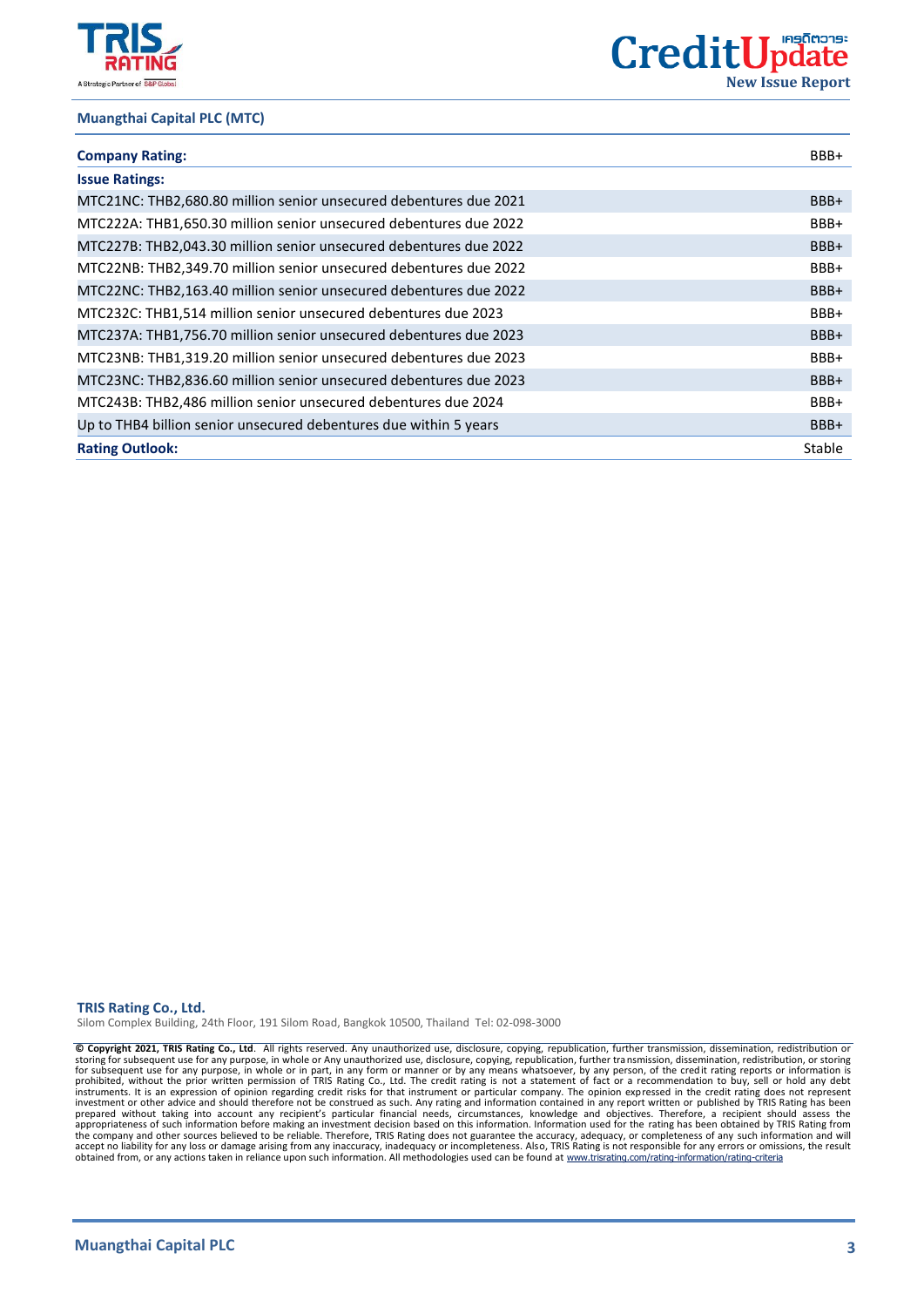## Muangthai Capital PLC (MTC)

| | |
|---|---|
| **Company Rating:** | BBB+ |
| **Issue Ratings:** | |
| MTC21NC: THB2,680.80 million senior unsecured debentures due 2021 | BBB+ |
| MTC222A: THB1,650.30 million senior unsecured debentures due 2022 | BBB+ |
| MTC227B: THB2,043.30 million senior unsecured debentures due 2022 | BBB+ |
| MTC22NB: THB2,349.70 million senior unsecured debentures due 2022 | BBB+ |
| MTC22NC: THB2,163.40 million senior unsecured debentures due 2022 | BBB+ |
| MTC232C: THB1,514 million senior unsecured debentures due 2023 | BBB+ |
| MTC237A: THB1,756.70 million senior unsecured debentures due 2023 | BBB+ |
| MTC23NB: THB1,319.20 million senior unsecured debentures due 2023 | BBB+ |
| MTC23NC: THB2,836.60 million senior unsecured debentures due 2023 | BBB+ |
| MTC243B: THB2,486 million senior unsecured debentures due 2024 | BBB+ |
| Up to THB4 billion senior unsecured debentures due within 5 years | BBB+ |
| **Rating Outlook:** | Stable |

**TRIS Rating Co., Ltd.**
Silom Complex Building, 24th Floor, 191 Silom Road, Bangkok 10500, Thailand Tel: 02-098-3000

**© Copyright 2021, TRIS Rating Co., Ltd**. All rights reserved. Any unauthorized use, disclosure, copying, republication, further transmission, dissemination, redistribution or storing for subsequent use for any purpose, in whole or Any unauthorized use, disclosure, copying, republication, further transmission, dissemination, redistribution, or storing for subsequent use for any purpose, in whole or in part, in any form or manner or by any means whatsoever, by any person, of the credit rating reports or information is prohibited, without the prior written permission of TRIS Rating Co., Ltd. The credit rating is not a statement of fact or a recommendation to buy, sell or hold any debt instruments. It is an expression of opinion regarding credit risks for that instrument or particular company. The opinion expressed in the credit rating does not represent investment or other advice and should therefore not be construed as such. Any rating and information contained in any report written or published by TRIS Rating has been prepared without taking into account any recipient's particular financial needs, circumstances, knowledge and objectives. Therefore, a recipient should assess the appropriateness of such information before making an investment decision based on this information. Information used for the rating has been obtained by TRIS Rating from the company and other sources believed to be reliable. Therefore, TRIS Rating does not guarantee the accuracy, adequacy, or completeness of any such information and will accept no liability for any loss or damage arising from any inaccuracy, inadequacy or incompleteness. Also, TRIS Rating is not responsible for any errors or omissions, the result obtained from, or any actions taken in reliance upon such information. All methodologies used can be found at www.trisrating.com/rating-information/rating-criteria